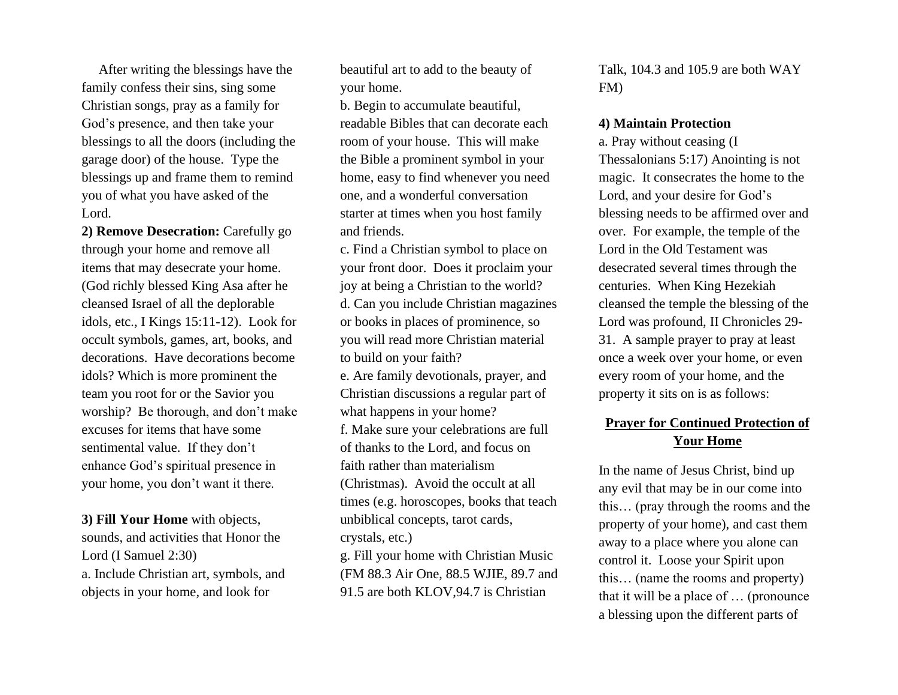After writing the blessings have the family confess their sins, sing some Christian songs, pray as a family for God's presence, and then take your blessings to all the doors (including the garage door) of the house. Type the blessings up and frame them to remind you of what you have asked of the Lord.

**2) Remove Desecration:** Carefully go through your home and remove all items that may desecrate your home. (God richly blessed King Asa after he cleansed Israel of all the deplorable idols, etc., I Kings 15:11-12). Look for occult symbols, games, art, books, and decorations. Have decorations become idols? Which is more prominent the team you root for or the Savior you worship? Be thorough, and don't make excuses for items that have some sentimental value. If they don't enhance God's spiritual presence in your home, you don't want it there.

**3) Fill Your Home** with objects, sounds, and activities that Honor the Lord (I Samuel 2:30)

a. Include Christian art, symbols, and objects in your home, and look for beautiful art to add to the beauty of your home.

b. Begin to accumulate beautiful, readable Bibles that can decorate each room of your house. This will make the Bible a prominent symbol in your home, easy to find whenever you need one, and a wonderful conversation starter at times when you host family and friends.

c. Find a Christian symbol to place on your front door. Does it proclaim your joy at being a Christian to the world?

d. Can you include Christian magazines or books in places of prominence, so you will read more Christian material to build on your faith?

e. Are family devotionals, prayer, and Christian discussions a regular part of what happens in your home?

f. Make sure your celebrations are full of thanks to the Lord, and focus on faith rather than materialism (Christmas). Avoid the occult at all times (e.g. horoscopes, books that teach unbiblical concepts, tarot cards, crystals, etc.)

g. Fill your home with Christian Music (FM 88.3 Air One, 88.5 WJIE, 89.7 and 91.5 are both KLOV,94.7 is Christian Talk, 104.3 and 105.9 are both WAY FM)

**4) Maintain Protection**

a. Pray without ceasing (I Thessalonians 5:17) Anointing is not magic. It consecrates the home to the Lord, and your desire for God's blessing needs to be affirmed over and over. For example, the temple of the Lord in the Old Testament was desecrated several times through the centuries. When King Hezekiah cleansed the temple the blessing of the Lord was profound, II Chronicles 29-31. A sample prayer to pray at least once a week over your home, or even every room of your home, and the property it sits on is as follows:

**<u>Prayer for Continued Protection of Your Home</u>**

In the name of Jesus Christ, bind up any evil that may be in our come into this… (pray through the rooms and the property of your home), and cast them away to a place where you alone can control it. Loose your Spirit upon this… (name the rooms and property) that it will be a place of … (pronounce a blessing upon the different parts of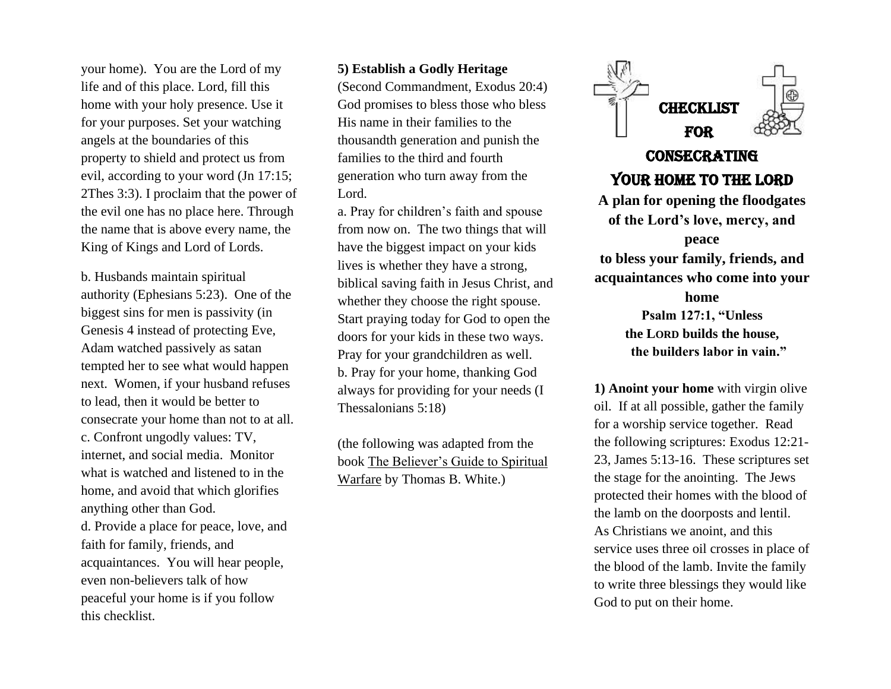your home). You are the Lord of my life and of this place. Lord, fill this home with your holy presence. Use it for your purposes. Set your watching angels at the boundaries of this property to shield and protect us from evil, according to your word (Jn 17:15; 2Thes 3:3). I proclaim that the power of the evil one has no place here. Through the name that is above every name, the King of Kings and Lord of Lords.

b. Husbands maintain spiritual authority (Ephesians 5:23). One of the biggest sins for men is passivity (in Genesis 4 instead of protecting Eve, Adam watched passively as satan tempted her to see what would happen next. Women, if your husband refuses to lead, then it would be better to consecrate your home than not to at all.
c. Confront ungodly values: TV, internet, and social media. Monitor what is watched and listened to in the home, and avoid that which glorifies anything other than God.
d. Provide a place for peace, love, and faith for family, friends, and acquaintances. You will hear people, even non-believers talk of how peaceful your home is if you follow this checklist.

**5) Establish a Godly Heritage** (Second Commandment, Exodus 20:4) God promises to bless those who bless His name in their families to the thousandth generation and punish the families to the third and fourth generation who turn away from the Lord.
a. Pray for children's faith and spouse from now on. The two things that will have the biggest impact on your kids lives is whether they have a strong, biblical saving faith in Jesus Christ, and whether they choose the right spouse. Start praying today for God to open the doors for your kids in these two ways. Pray for your grandchildren as well.
b. Pray for your home, thanking God always for providing for your needs (I Thessalonians 5:18)

(the following was adapted from the book The Believer's Guide to Spiritual Warfare by Thomas B. White.)

# CHECKLIST FOR CONSECRATING YOUR HOME TO THE LORD

**A plan for opening the floodgates of the Lord's love, mercy, and peace to bless your family, friends, and acquaintances who come into your home**

**Psalm 127:1, "Unless the LORD builds the house, the builders labor in vain."**

**1) Anoint your home** with virgin olive oil. If at all possible, gather the family for a worship service together. Read the following scriptures: Exodus 12:21-23, James 5:13-16. These scriptures set the stage for the anointing. The Jews protected their homes with the blood of the lamb on the doorposts and lentil. As Christians we anoint, and this service uses three oil crosses in place of the blood of the lamb. Invite the family to write three blessings they would like God to put on their home.